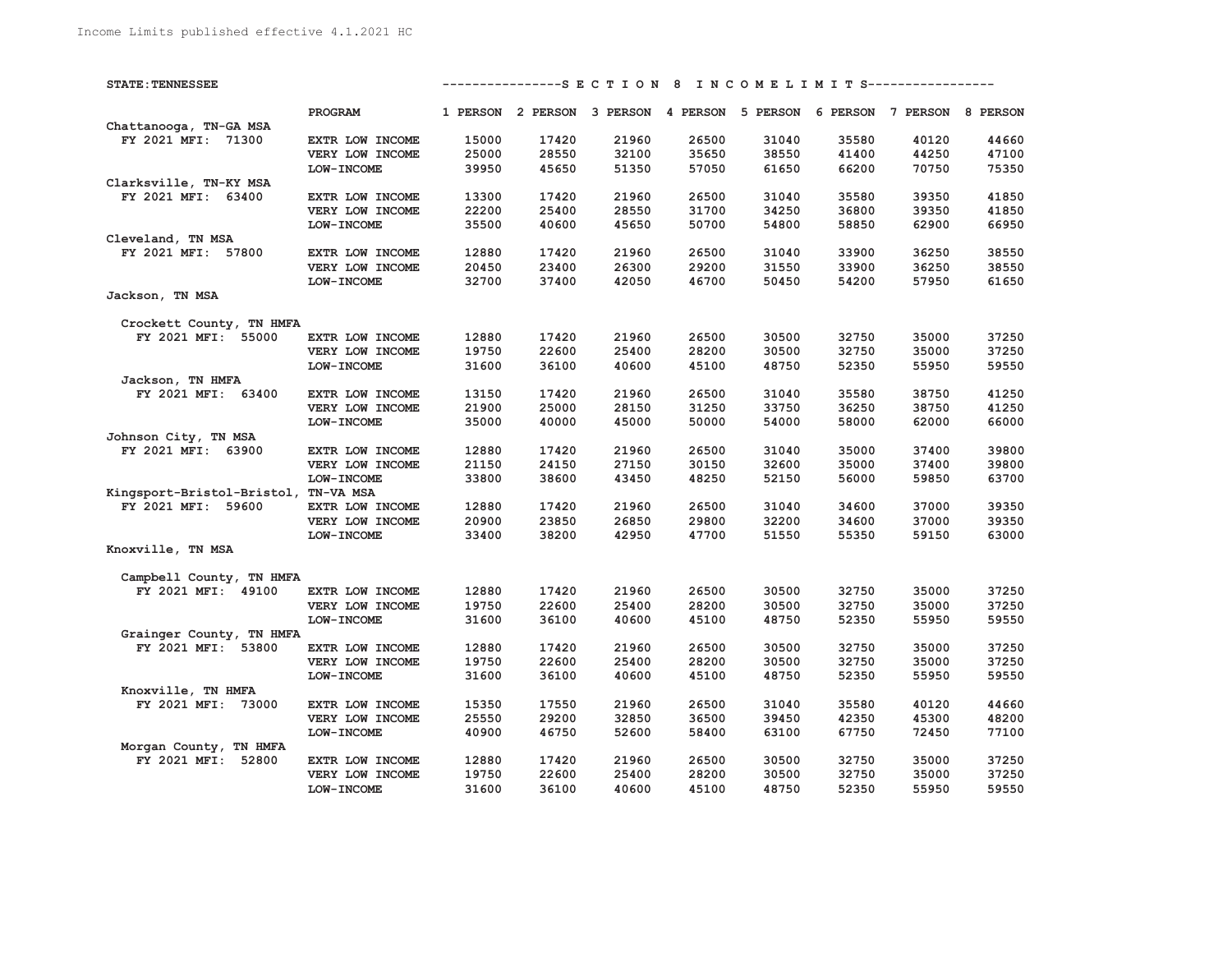Income Limits published effective 4.1.2021 HC

**STATE: TENNESSEE** — S E C T I O N 8 I N C O M E L I M I T S

| Area | PROGRAM | 1 PERSON | 2 PERSON | 3 PERSON | 4 PERSON | 5 PERSON | 6 PERSON | 7 PERSON | 8 PERSON |
|---|---|---|---|---|---|---|---|---|---|
| **Chattanooga, TN-GA MSA** | | | | | | | | | |
| FY 2021 MFI: 71300 | EXTR LOW INCOME | 15000 | 17420 | 21960 | 26500 | 31040 | 35580 | 40120 | 44660 |
| | VERY LOW INCOME | 25000 | 28550 | 32100 | 35650 | 38550 | 41400 | 44250 | 47100 |
| | LOW-INCOME | 39950 | 45650 | 51350 | 57050 | 61650 | 66200 | 70750 | 75350 |
| **Clarksville, TN-KY MSA** | | | | | | | | | |
| FY 2021 MFI: 63400 | EXTR LOW INCOME | 13300 | 17420 | 21960 | 26500 | 31040 | 35580 | 39350 | 41850 |
| | VERY LOW INCOME | 22200 | 25400 | 28550 | 31700 | 34250 | 36800 | 39350 | 41850 |
| | LOW-INCOME | 35500 | 40600 | 45650 | 50700 | 54800 | 58850 | 62900 | 66950 |
| **Cleveland, TN MSA** | | | | | | | | | |
| FY 2021 MFI: 57800 | EXTR LOW INCOME | 12880 | 17420 | 21960 | 26500 | 31040 | 33900 | 36250 | 38550 |
| | VERY LOW INCOME | 20450 | 23400 | 26300 | 29200 | 31550 | 33900 | 36250 | 38550 |
| | LOW-INCOME | 32700 | 37400 | 42050 | 46700 | 50450 | 54200 | 57950 | 61650 |
| **Jackson, TN MSA** | | | | | | | | | |
| Crockett County, TN HMFA | | | | | | | | | |
| FY 2021 MFI: 55000 | EXTR LOW INCOME | 12880 | 17420 | 21960 | 26500 | 30500 | 32750 | 35000 | 37250 |
| | VERY LOW INCOME | 19750 | 22600 | 25400 | 28200 | 30500 | 32750 | 35000 | 37250 |
| | LOW-INCOME | 31600 | 36100 | 40600 | 45100 | 48750 | 52350 | 55950 | 59550 |
| Jackson, TN HMFA | | | | | | | | | |
| FY 2021 MFI: 63400 | EXTR LOW INCOME | 13150 | 17420 | 21960 | 26500 | 31040 | 35580 | 38750 | 41250 |
| | VERY LOW INCOME | 21900 | 25000 | 28150 | 31250 | 33750 | 36250 | 38750 | 41250 |
| | LOW-INCOME | 35000 | 40000 | 45000 | 50000 | 54000 | 58000 | 62000 | 66000 |
| **Johnson City, TN MSA** | | | | | | | | | |
| FY 2021 MFI: 63900 | EXTR LOW INCOME | 12880 | 17420 | 21960 | 26500 | 31040 | 35000 | 37400 | 39800 |
| | VERY LOW INCOME | 21150 | 24150 | 27150 | 30150 | 32600 | 35000 | 37400 | 39800 |
| | LOW-INCOME | 33800 | 38600 | 43450 | 48250 | 52150 | 56000 | 59850 | 63700 |
| **Kingsport-Bristol-Bristol, TN-VA MSA** | | | | | | | | | |
| FY 2021 MFI: 59600 | EXTR LOW INCOME | 12880 | 17420 | 21960 | 26500 | 31040 | 34600 | 37000 | 39350 |
| | VERY LOW INCOME | 20900 | 23850 | 26850 | 29800 | 32200 | 34600 | 37000 | 39350 |
| | LOW-INCOME | 33400 | 38200 | 42950 | 47700 | 51550 | 55350 | 59150 | 63000 |
| **Knoxville, TN MSA** | | | | | | | | | |
| Campbell County, TN HMFA | | | | | | | | | |
| FY 2021 MFI: 49100 | EXTR LOW INCOME | 12880 | 17420 | 21960 | 26500 | 30500 | 32750 | 35000 | 37250 |
| | VERY LOW INCOME | 19750 | 22600 | 25400 | 28200 | 30500 | 32750 | 35000 | 37250 |
| | LOW-INCOME | 31600 | 36100 | 40600 | 45100 | 48750 | 52350 | 55950 | 59550 |
| Grainger County, TN HMFA | | | | | | | | | |
| FY 2021 MFI: 53800 | EXTR LOW INCOME | 12880 | 17420 | 21960 | 26500 | 30500 | 32750 | 35000 | 37250 |
| | VERY LOW INCOME | 19750 | 22600 | 25400 | 28200 | 30500 | 32750 | 35000 | 37250 |
| | LOW-INCOME | 31600 | 36100 | 40600 | 45100 | 48750 | 52350 | 55950 | 59550 |
| Knoxville, TN HMFA | | | | | | | | | |
| FY 2021 MFI: 73000 | EXTR LOW INCOME | 15350 | 17550 | 21960 | 26500 | 31040 | 35580 | 40120 | 44660 |
| | VERY LOW INCOME | 25550 | 29200 | 32850 | 36500 | 39450 | 42350 | 45300 | 48200 |
| | LOW-INCOME | 40900 | 46750 | 52600 | 58400 | 63100 | 67750 | 72450 | 77100 |
| Morgan County, TN HMFA | | | | | | | | | |
| FY 2021 MFI: 52800 | EXTR LOW INCOME | 12880 | 17420 | 21960 | 26500 | 30500 | 32750 | 35000 | 37250 |
| | VERY LOW INCOME | 19750 | 22600 | 25400 | 28200 | 30500 | 32750 | 35000 | 37250 |
| | LOW-INCOME | 31600 | 36100 | 40600 | 45100 | 48750 | 52350 | 55950 | 59550 |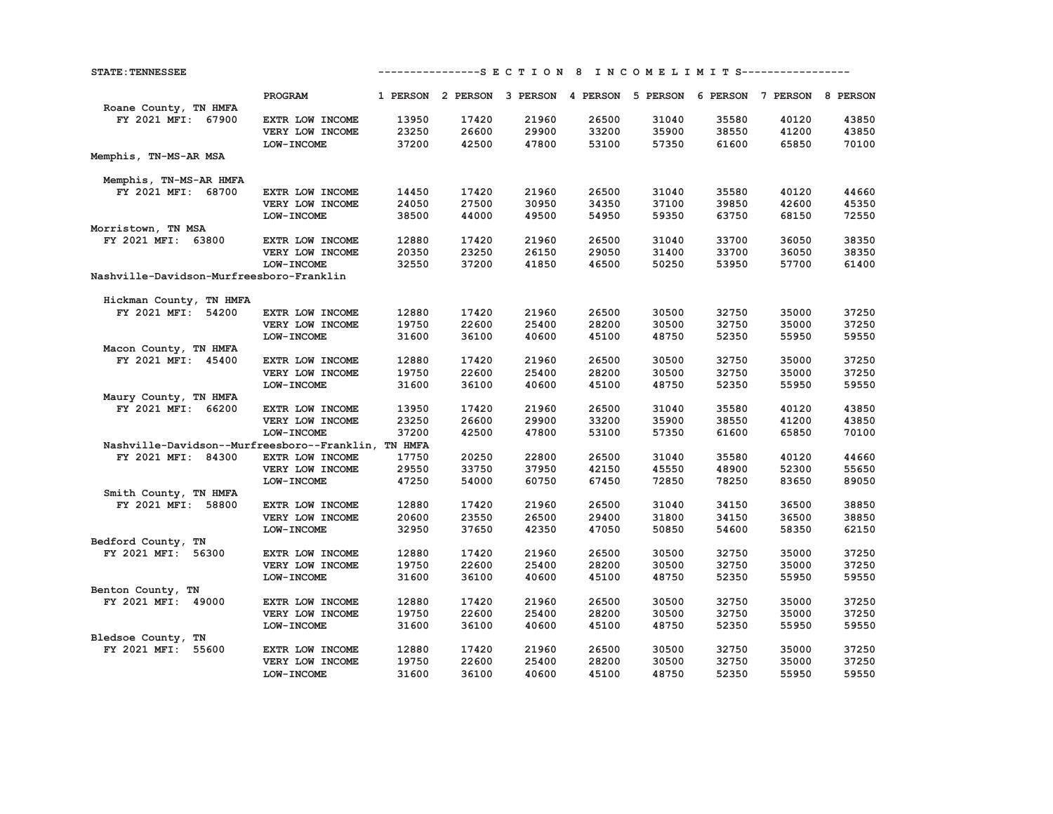STATE: TENNESSEE

---------------S E C T I O N 8 I N C O M E L I M I T S-----------------

| | PROGRAM | 1 PERSON | 2 PERSON | 3 PERSON | 4 PERSON | 5 PERSON | 6 PERSON | 7 PERSON | 8 PERSON |
|---|---|---|---|---|---|---|---|---|---|
| Roane County, TN HMFA | | | | | | | | | |
| FY 2021 MFI: 67900 | EXTR LOW INCOME | 13950 | 17420 | 21960 | 26500 | 31040 | 35580 | 40120 | 43850 |
| | VERY LOW INCOME | 23250 | 26600 | 29900 | 33200 | 35900 | 38550 | 41200 | 43850 |
| | LOW-INCOME | 37200 | 42500 | 47800 | 53100 | 57350 | 61600 | 65850 | 70100 |
| Memphis, TN-MS-AR MSA | | | | | | | | | |
| Memphis, TN-MS-AR HMFA | | | | | | | | | |
| FY 2021 MFI: 68700 | EXTR LOW INCOME | 14450 | 17420 | 21960 | 26500 | 31040 | 35580 | 40120 | 44660 |
| | VERY LOW INCOME | 24050 | 27500 | 30950 | 34350 | 37100 | 39850 | 42600 | 45350 |
| | LOW-INCOME | 38500 | 44000 | 49500 | 54950 | 59350 | 63750 | 68150 | 72550 |
| Morristown, TN MSA | | | | | | | | | |
| FY 2021 MFI: 63800 | EXTR LOW INCOME | 12880 | 17420 | 21960 | 26500 | 31040 | 33700 | 36050 | 38350 |
| | VERY LOW INCOME | 20350 | 23250 | 26150 | 29050 | 31400 | 33700 | 36050 | 38350 |
| | LOW-INCOME | 32550 | 37200 | 41850 | 46500 | 50250 | 53950 | 57700 | 61400 |
| Nashville-Davidson-Murfreesboro-Franklin | | | | | | | | | |
| Hickman County, TN HMFA | | | | | | | | | |
| FY 2021 MFI: 54200 | EXTR LOW INCOME | 12880 | 17420 | 21960 | 26500 | 30500 | 32750 | 35000 | 37250 |
| | VERY LOW INCOME | 19750 | 22600 | 25400 | 28200 | 30500 | 32750 | 35000 | 37250 |
| | LOW-INCOME | 31600 | 36100 | 40600 | 45100 | 48750 | 52350 | 55950 | 59550 |
| Macon County, TN HMFA | | | | | | | | | |
| FY 2021 MFI: 45400 | EXTR LOW INCOME | 12880 | 17420 | 21960 | 26500 | 30500 | 32750 | 35000 | 37250 |
| | VERY LOW INCOME | 19750 | 22600 | 25400 | 28200 | 30500 | 32750 | 35000 | 37250 |
| | LOW-INCOME | 31600 | 36100 | 40600 | 45100 | 48750 | 52350 | 55950 | 59550 |
| Maury County, TN HMFA | | | | | | | | | |
| FY 2021 MFI: 66200 | EXTR LOW INCOME | 13950 | 17420 | 21960 | 26500 | 31040 | 35580 | 40120 | 43850 |
| | VERY LOW INCOME | 23250 | 26600 | 29900 | 33200 | 35900 | 38550 | 41200 | 43850 |
| | LOW-INCOME | 37200 | 42500 | 47800 | 53100 | 57350 | 61600 | 65850 | 70100 |
| Nashville-Davidson--Murfreesboro--Franklin, TN HMFA | | | | | | | | | |
| FY 2021 MFI: 84300 | EXTR LOW INCOME | 17750 | 20250 | 22800 | 26500 | 31040 | 35580 | 40120 | 44660 |
| | VERY LOW INCOME | 29550 | 33750 | 37950 | 42150 | 45550 | 48900 | 52300 | 55650 |
| | LOW-INCOME | 47250 | 54000 | 60750 | 67450 | 72850 | 78250 | 83650 | 89050 |
| Smith County, TN HMFA | | | | | | | | | |
| FY 2021 MFI: 58800 | EXTR LOW INCOME | 12880 | 17420 | 21960 | 26500 | 31040 | 34150 | 36500 | 38850 |
| | VERY LOW INCOME | 20600 | 23550 | 26500 | 29400 | 31800 | 34150 | 36500 | 38850 |
| | LOW-INCOME | 32950 | 37650 | 42350 | 47050 | 50850 | 54600 | 58350 | 62150 |
| Bedford County, TN | | | | | | | | | |
| FY 2021 MFI: 56300 | EXTR LOW INCOME | 12880 | 17420 | 21960 | 26500 | 30500 | 32750 | 35000 | 37250 |
| | VERY LOW INCOME | 19750 | 22600 | 25400 | 28200 | 30500 | 32750 | 35000 | 37250 |
| | LOW-INCOME | 31600 | 36100 | 40600 | 45100 | 48750 | 52350 | 55950 | 59550 |
| Benton County, TN | | | | | | | | | |
| FY 2021 MFI: 49000 | EXTR LOW INCOME | 12880 | 17420 | 21960 | 26500 | 30500 | 32750 | 35000 | 37250 |
| | VERY LOW INCOME | 19750 | 22600 | 25400 | 28200 | 30500 | 32750 | 35000 | 37250 |
| | LOW-INCOME | 31600 | 36100 | 40600 | 45100 | 48750 | 52350 | 55950 | 59550 |
| Bledsoe County, TN | | | | | | | | | |
| FY 2021 MFI: 55600 | EXTR LOW INCOME | 12880 | 17420 | 21960 | 26500 | 30500 | 32750 | 35000 | 37250 |
| | VERY LOW INCOME | 19750 | 22600 | 25400 | 28200 | 30500 | 32750 | 35000 | 37250 |
| | LOW-INCOME | 31600 | 36100 | 40600 | 45100 | 48750 | 52350 | 55950 | 59550 |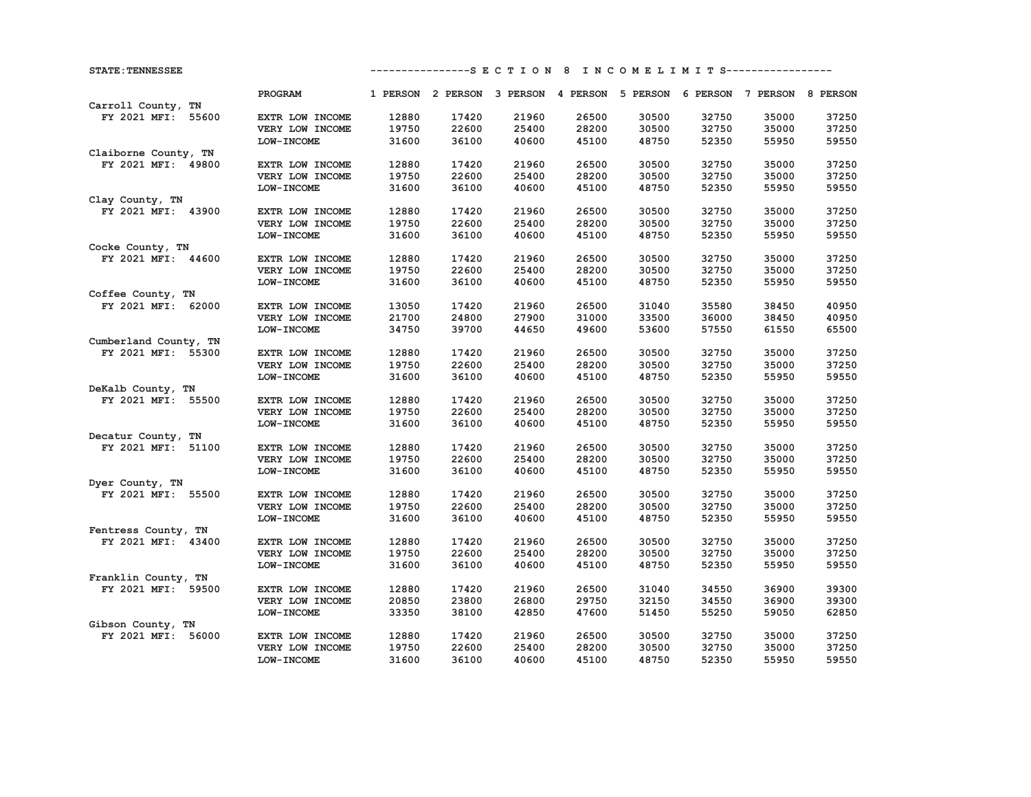STATE: TENNESSEE

## SECTION 8 INCOME LIMITS

| | PROGRAM | 1 PERSON | 2 PERSON | 3 PERSON | 4 PERSON | 5 PERSON | 6 PERSON | 7 PERSON | 8 PERSON |
|---|---|---|---|---|---|---|---|---|---|
| **Carroll County, TN** | | | | | | | | | |
| FY 2021 MFI: 55600 | EXTR LOW INCOME | 12880 | 17420 | 21960 | 26500 | 30500 | 32750 | 35000 | 37250 |
| | VERY LOW INCOME | 19750 | 22600 | 25400 | 28200 | 30500 | 32750 | 35000 | 37250 |
| | LOW-INCOME | 31600 | 36100 | 40600 | 45100 | 48750 | 52350 | 55950 | 59550 |
| **Claiborne County, TN** | | | | | | | | | |
| FY 2021 MFI: 49800 | EXTR LOW INCOME | 12880 | 17420 | 21960 | 26500 | 30500 | 32750 | 35000 | 37250 |
| | VERY LOW INCOME | 19750 | 22600 | 25400 | 28200 | 30500 | 32750 | 35000 | 37250 |
| | LOW-INCOME | 31600 | 36100 | 40600 | 45100 | 48750 | 52350 | 55950 | 59550 |
| **Clay County, TN** | | | | | | | | | |
| FY 2021 MFI: 43900 | EXTR LOW INCOME | 12880 | 17420 | 21960 | 26500 | 30500 | 32750 | 35000 | 37250 |
| | VERY LOW INCOME | 19750 | 22600 | 25400 | 28200 | 30500 | 32750 | 35000 | 37250 |
| | LOW-INCOME | 31600 | 36100 | 40600 | 45100 | 48750 | 52350 | 55950 | 59550 |
| **Cocke County, TN** | | | | | | | | | |
| FY 2021 MFI: 44600 | EXTR LOW INCOME | 12880 | 17420 | 21960 | 26500 | 30500 | 32750 | 35000 | 37250 |
| | VERY LOW INCOME | 19750 | 22600 | 25400 | 28200 | 30500 | 32750 | 35000 | 37250 |
| | LOW-INCOME | 31600 | 36100 | 40600 | 45100 | 48750 | 52350 | 55950 | 59550 |
| **Coffee County, TN** | | | | | | | | | |
| FY 2021 MFI: 62000 | EXTR LOW INCOME | 13050 | 17420 | 21960 | 26500 | 31040 | 35580 | 38450 | 40950 |
| | VERY LOW INCOME | 21700 | 24800 | 27900 | 31000 | 33500 | 36000 | 38450 | 40950 |
| | LOW-INCOME | 34750 | 39700 | 44650 | 49600 | 53600 | 57550 | 61550 | 65500 |
| **Cumberland County, TN** | | | | | | | | | |
| FY 2021 MFI: 55300 | EXTR LOW INCOME | 12880 | 17420 | 21960 | 26500 | 30500 | 32750 | 35000 | 37250 |
| | VERY LOW INCOME | 19750 | 22600 | 25400 | 28200 | 30500 | 32750 | 35000 | 37250 |
| | LOW-INCOME | 31600 | 36100 | 40600 | 45100 | 48750 | 52350 | 55950 | 59550 |
| **DeKalb County, TN** | | | | | | | | | |
| FY 2021 MFI: 55500 | EXTR LOW INCOME | 12880 | 17420 | 21960 | 26500 | 30500 | 32750 | 35000 | 37250 |
| | VERY LOW INCOME | 19750 | 22600 | 25400 | 28200 | 30500 | 32750 | 35000 | 37250 |
| | LOW-INCOME | 31600 | 36100 | 40600 | 45100 | 48750 | 52350 | 55950 | 59550 |
| **Decatur County, TN** | | | | | | | | | |
| FY 2021 MFI: 51100 | EXTR LOW INCOME | 12880 | 17420 | 21960 | 26500 | 30500 | 32750 | 35000 | 37250 |
| | VERY LOW INCOME | 19750 | 22600 | 25400 | 28200 | 30500 | 32750 | 35000 | 37250 |
| | LOW-INCOME | 31600 | 36100 | 40600 | 45100 | 48750 | 52350 | 55950 | 59550 |
| **Dyer County, TN** | | | | | | | | | |
| FY 2021 MFI: 55500 | EXTR LOW INCOME | 12880 | 17420 | 21960 | 26500 | 30500 | 32750 | 35000 | 37250 |
| | VERY LOW INCOME | 19750 | 22600 | 25400 | 28200 | 30500 | 32750 | 35000 | 37250 |
| | LOW-INCOME | 31600 | 36100 | 40600 | 45100 | 48750 | 52350 | 55950 | 59550 |
| **Fentress County, TN** | | | | | | | | | |
| FY 2021 MFI: 43400 | EXTR LOW INCOME | 12880 | 17420 | 21960 | 26500 | 30500 | 32750 | 35000 | 37250 |
| | VERY LOW INCOME | 19750 | 22600 | 25400 | 28200 | 30500 | 32750 | 35000 | 37250 |
| | LOW-INCOME | 31600 | 36100 | 40600 | 45100 | 48750 | 52350 | 55950 | 59550 |
| **Franklin County, TN** | | | | | | | | | |
| FY 2021 MFI: 59500 | EXTR LOW INCOME | 12880 | 17420 | 21960 | 26500 | 31040 | 34550 | 36900 | 39300 |
| | VERY LOW INCOME | 20850 | 23800 | 26800 | 29750 | 32150 | 34550 | 36900 | 39300 |
| | LOW-INCOME | 33350 | 38100 | 42850 | 47600 | 51450 | 55250 | 59050 | 62850 |
| **Gibson County, TN** | | | | | | | | | |
| FY 2021 MFI: 56000 | EXTR LOW INCOME | 12880 | 17420 | 21960 | 26500 | 30500 | 32750 | 35000 | 37250 |
| | VERY LOW INCOME | 19750 | 22600 | 25400 | 28200 | 30500 | 32750 | 35000 | 37250 |
| | LOW-INCOME | 31600 | 36100 | 40600 | 45100 | 48750 | 52350 | 55950 | 59550 |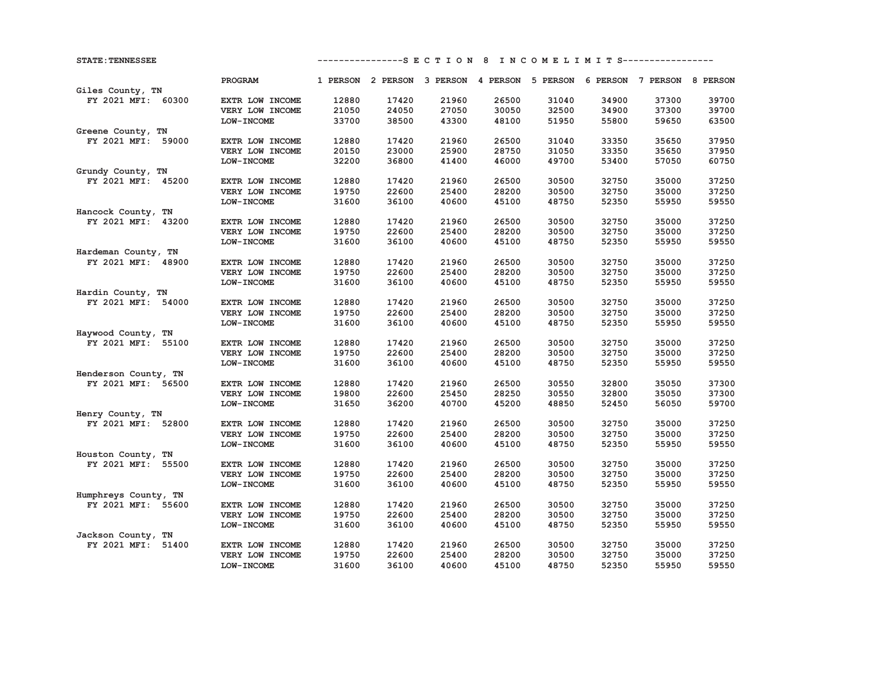STATE: TENNESSEE

## S E C T I O N 8 I N C O M E L I M I T S

| | PROGRAM | 1 PERSON | 2 PERSON | 3 PERSON | 4 PERSON | 5 PERSON | 6 PERSON | 7 PERSON | 8 PERSON |
|---|---|---|---|---|---|---|---|---|---|
| Giles County, TN | | | | | | | | | |
| FY 2021 MFI: 60300 | EXTR LOW INCOME | 12880 | 17420 | 21960 | 26500 | 31040 | 34900 | 37300 | 39700 |
| | VERY LOW INCOME | 21050 | 24050 | 27050 | 30050 | 32500 | 34900 | 37300 | 39700 |
| | LOW-INCOME | 33700 | 38500 | 43300 | 48100 | 51950 | 55800 | 59650 | 63500 |
| Greene County, TN | | | | | | | | | |
| FY 2021 MFI: 59000 | EXTR LOW INCOME | 12880 | 17420 | 21960 | 26500 | 31040 | 33350 | 35650 | 37950 |
| | VERY LOW INCOME | 20150 | 23000 | 25900 | 28750 | 31050 | 33350 | 35650 | 37950 |
| | LOW-INCOME | 32200 | 36800 | 41400 | 46000 | 49700 | 53400 | 57050 | 60750 |
| Grundy County, TN | | | | | | | | | |
| FY 2021 MFI: 45200 | EXTR LOW INCOME | 12880 | 17420 | 21960 | 26500 | 30500 | 32750 | 35000 | 37250 |
| | VERY LOW INCOME | 19750 | 22600 | 25400 | 28200 | 30500 | 32750 | 35000 | 37250 |
| | LOW-INCOME | 31600 | 36100 | 40600 | 45100 | 48750 | 52350 | 55950 | 59550 |
| Hancock County, TN | | | | | | | | | |
| FY 2021 MFI: 43200 | EXTR LOW INCOME | 12880 | 17420 | 21960 | 26500 | 30500 | 32750 | 35000 | 37250 |
| | VERY LOW INCOME | 19750 | 22600 | 25400 | 28200 | 30500 | 32750 | 35000 | 37250 |
| | LOW-INCOME | 31600 | 36100 | 40600 | 45100 | 48750 | 52350 | 55950 | 59550 |
| Hardeman County, TN | | | | | | | | | |
| FY 2021 MFI: 48900 | EXTR LOW INCOME | 12880 | 17420 | 21960 | 26500 | 30500 | 32750 | 35000 | 37250 |
| | VERY LOW INCOME | 19750 | 22600 | 25400 | 28200 | 30500 | 32750 | 35000 | 37250 |
| | LOW-INCOME | 31600 | 36100 | 40600 | 45100 | 48750 | 52350 | 55950 | 59550 |
| Hardin County, TN | | | | | | | | | |
| FY 2021 MFI: 54000 | EXTR LOW INCOME | 12880 | 17420 | 21960 | 26500 | 30500 | 32750 | 35000 | 37250 |
| | VERY LOW INCOME | 19750 | 22600 | 25400 | 28200 | 30500 | 32750 | 35000 | 37250 |
| | LOW-INCOME | 31600 | 36100 | 40600 | 45100 | 48750 | 52350 | 55950 | 59550 |
| Haywood County, TN | | | | | | | | | |
| FY 2021 MFI: 55100 | EXTR LOW INCOME | 12880 | 17420 | 21960 | 26500 | 30500 | 32750 | 35000 | 37250 |
| | VERY LOW INCOME | 19750 | 22600 | 25400 | 28200 | 30500 | 32750 | 35000 | 37250 |
| | LOW-INCOME | 31600 | 36100 | 40600 | 45100 | 48750 | 52350 | 55950 | 59550 |
| Henderson County, TN | | | | | | | | | |
| FY 2021 MFI: 56500 | EXTR LOW INCOME | 12880 | 17420 | 21960 | 26500 | 30550 | 32800 | 35050 | 37300 |
| | VERY LOW INCOME | 19800 | 22600 | 25450 | 28250 | 30550 | 32800 | 35050 | 37300 |
| | LOW-INCOME | 31650 | 36200 | 40700 | 45200 | 48850 | 52450 | 56050 | 59700 |
| Henry County, TN | | | | | | | | | |
| FY 2021 MFI: 52800 | EXTR LOW INCOME | 12880 | 17420 | 21960 | 26500 | 30500 | 32750 | 35000 | 37250 |
| | VERY LOW INCOME | 19750 | 22600 | 25400 | 28200 | 30500 | 32750 | 35000 | 37250 |
| | LOW-INCOME | 31600 | 36100 | 40600 | 45100 | 48750 | 52350 | 55950 | 59550 |
| Houston County, TN | | | | | | | | | |
| FY 2021 MFI: 55500 | EXTR LOW INCOME | 12880 | 17420 | 21960 | 26500 | 30500 | 32750 | 35000 | 37250 |
| | VERY LOW INCOME | 19750 | 22600 | 25400 | 28200 | 30500 | 32750 | 35000 | 37250 |
| | LOW-INCOME | 31600 | 36100 | 40600 | 45100 | 48750 | 52350 | 55950 | 59550 |
| Humphreys County, TN | | | | | | | | | |
| FY 2021 MFI: 55600 | EXTR LOW INCOME | 12880 | 17420 | 21960 | 26500 | 30500 | 32750 | 35000 | 37250 |
| | VERY LOW INCOME | 19750 | 22600 | 25400 | 28200 | 30500 | 32750 | 35000 | 37250 |
| | LOW-INCOME | 31600 | 36100 | 40600 | 45100 | 48750 | 52350 | 55950 | 59550 |
| Jackson County, TN | | | | | | | | | |
| FY 2021 MFI: 51400 | EXTR LOW INCOME | 12880 | 17420 | 21960 | 26500 | 30500 | 32750 | 35000 | 37250 |
| | VERY LOW INCOME | 19750 | 22600 | 25400 | 28200 | 30500 | 32750 | 35000 | 37250 |
| | LOW-INCOME | 31600 | 36100 | 40600 | 45100 | 48750 | 52350 | 55950 | 59550 |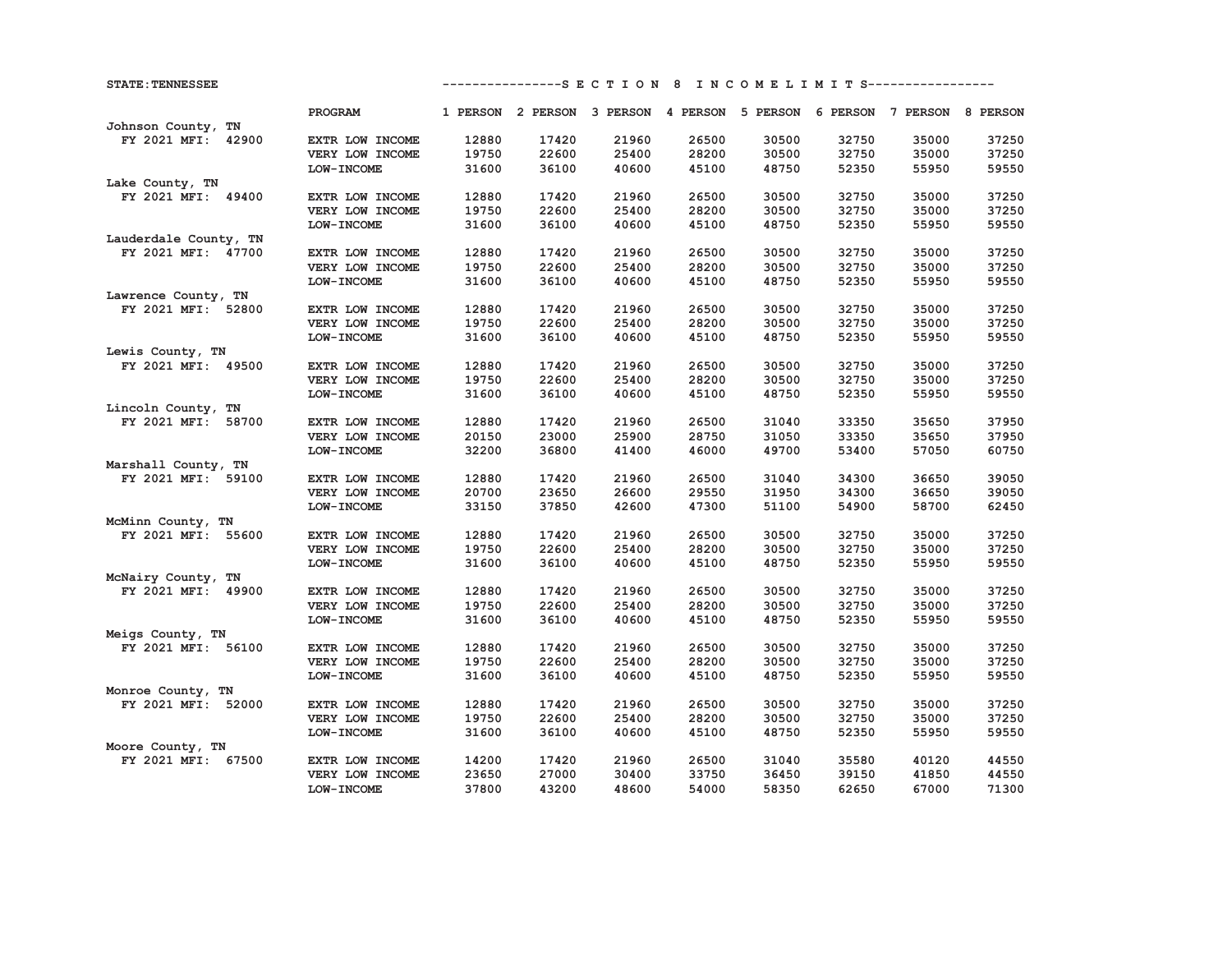STATE: TENNESSEE

---------------S E C T I O N 8 I N C O M E L I M I T S----------------

| | PROGRAM | 1 PERSON | 2 PERSON | 3 PERSON | 4 PERSON | 5 PERSON | 6 PERSON | 7 PERSON | 8 PERSON |
|---|---|---|---|---|---|---|---|---|---|
| Johnson County, TN | | | | | | | | | |
| FY 2021 MFI: 42900 | EXTR LOW INCOME | 12880 | 17420 | 21960 | 26500 | 30500 | 32750 | 35000 | 37250 |
| | VERY LOW INCOME | 19750 | 22600 | 25400 | 28200 | 30500 | 32750 | 35000 | 37250 |
| | LOW-INCOME | 31600 | 36100 | 40600 | 45100 | 48750 | 52350 | 55950 | 59550 |
| Lake County, TN | | | | | | | | | |
| FY 2021 MFI: 49400 | EXTR LOW INCOME | 12880 | 17420 | 21960 | 26500 | 30500 | 32750 | 35000 | 37250 |
| | VERY LOW INCOME | 19750 | 22600 | 25400 | 28200 | 30500 | 32750 | 35000 | 37250 |
| | LOW-INCOME | 31600 | 36100 | 40600 | 45100 | 48750 | 52350 | 55950 | 59550 |
| Lauderdale County, TN | | | | | | | | | |
| FY 2021 MFI: 47700 | EXTR LOW INCOME | 12880 | 17420 | 21960 | 26500 | 30500 | 32750 | 35000 | 37250 |
| | VERY LOW INCOME | 19750 | 22600 | 25400 | 28200 | 30500 | 32750 | 35000 | 37250 |
| | LOW-INCOME | 31600 | 36100 | 40600 | 45100 | 48750 | 52350 | 55950 | 59550 |
| Lawrence County, TN | | | | | | | | | |
| FY 2021 MFI: 52800 | EXTR LOW INCOME | 12880 | 17420 | 21960 | 26500 | 30500 | 32750 | 35000 | 37250 |
| | VERY LOW INCOME | 19750 | 22600 | 25400 | 28200 | 30500 | 32750 | 35000 | 37250 |
| | LOW-INCOME | 31600 | 36100 | 40600 | 45100 | 48750 | 52350 | 55950 | 59550 |
| Lewis County, TN | | | | | | | | | |
| FY 2021 MFI: 49500 | EXTR LOW INCOME | 12880 | 17420 | 21960 | 26500 | 30500 | 32750 | 35000 | 37250 |
| | VERY LOW INCOME | 19750 | 22600 | 25400 | 28200 | 30500 | 32750 | 35000 | 37250 |
| | LOW-INCOME | 31600 | 36100 | 40600 | 45100 | 48750 | 52350 | 55950 | 59550 |
| Lincoln County, TN | | | | | | | | | |
| FY 2021 MFI: 58700 | EXTR LOW INCOME | 12880 | 17420 | 21960 | 26500 | 31040 | 33350 | 35650 | 37950 |
| | VERY LOW INCOME | 20150 | 23000 | 25900 | 28750 | 31050 | 33350 | 35650 | 37950 |
| | LOW-INCOME | 32200 | 36800 | 41400 | 46000 | 49700 | 53400 | 57050 | 60750 |
| Marshall County, TN | | | | | | | | | |
| FY 2021 MFI: 59100 | EXTR LOW INCOME | 12880 | 17420 | 21960 | 26500 | 31040 | 34300 | 36650 | 39050 |
| | VERY LOW INCOME | 20700 | 23650 | 26600 | 29550 | 31950 | 34300 | 36650 | 39050 |
| | LOW-INCOME | 33150 | 37850 | 42600 | 47300 | 51100 | 54900 | 58700 | 62450 |
| McMinn County, TN | | | | | | | | | |
| FY 2021 MFI: 55600 | EXTR LOW INCOME | 12880 | 17420 | 21960 | 26500 | 30500 | 32750 | 35000 | 37250 |
| | VERY LOW INCOME | 19750 | 22600 | 25400 | 28200 | 30500 | 32750 | 35000 | 37250 |
| | LOW-INCOME | 31600 | 36100 | 40600 | 45100 | 48750 | 52350 | 55950 | 59550 |
| McNairy County, TN | | | | | | | | | |
| FY 2021 MFI: 49900 | EXTR LOW INCOME | 12880 | 17420 | 21960 | 26500 | 30500 | 32750 | 35000 | 37250 |
| | VERY LOW INCOME | 19750 | 22600 | 25400 | 28200 | 30500 | 32750 | 35000 | 37250 |
| | LOW-INCOME | 31600 | 36100 | 40600 | 45100 | 48750 | 52350 | 55950 | 59550 |
| Meigs County, TN | | | | | | | | | |
| FY 2021 MFI: 56100 | EXTR LOW INCOME | 12880 | 17420 | 21960 | 26500 | 30500 | 32750 | 35000 | 37250 |
| | VERY LOW INCOME | 19750 | 22600 | 25400 | 28200 | 30500 | 32750 | 35000 | 37250 |
| | LOW-INCOME | 31600 | 36100 | 40600 | 45100 | 48750 | 52350 | 55950 | 59550 |
| Monroe County, TN | | | | | | | | | |
| FY 2021 MFI: 52000 | EXTR LOW INCOME | 12880 | 17420 | 21960 | 26500 | 30500 | 32750 | 35000 | 37250 |
| | VERY LOW INCOME | 19750 | 22600 | 25400 | 28200 | 30500 | 32750 | 35000 | 37250 |
| | LOW-INCOME | 31600 | 36100 | 40600 | 45100 | 48750 | 52350 | 55950 | 59550 |
| Moore County, TN | | | | | | | | | |
| FY 2021 MFI: 67500 | EXTR LOW INCOME | 14200 | 17420 | 21960 | 26500 | 31040 | 35580 | 40120 | 44550 |
| | VERY LOW INCOME | 23650 | 27000 | 30400 | 33750 | 36450 | 39150 | 41850 | 44550 |
| | LOW-INCOME | 37800 | 43200 | 48600 | 54000 | 58350 | 62650 | 67000 | 71300 |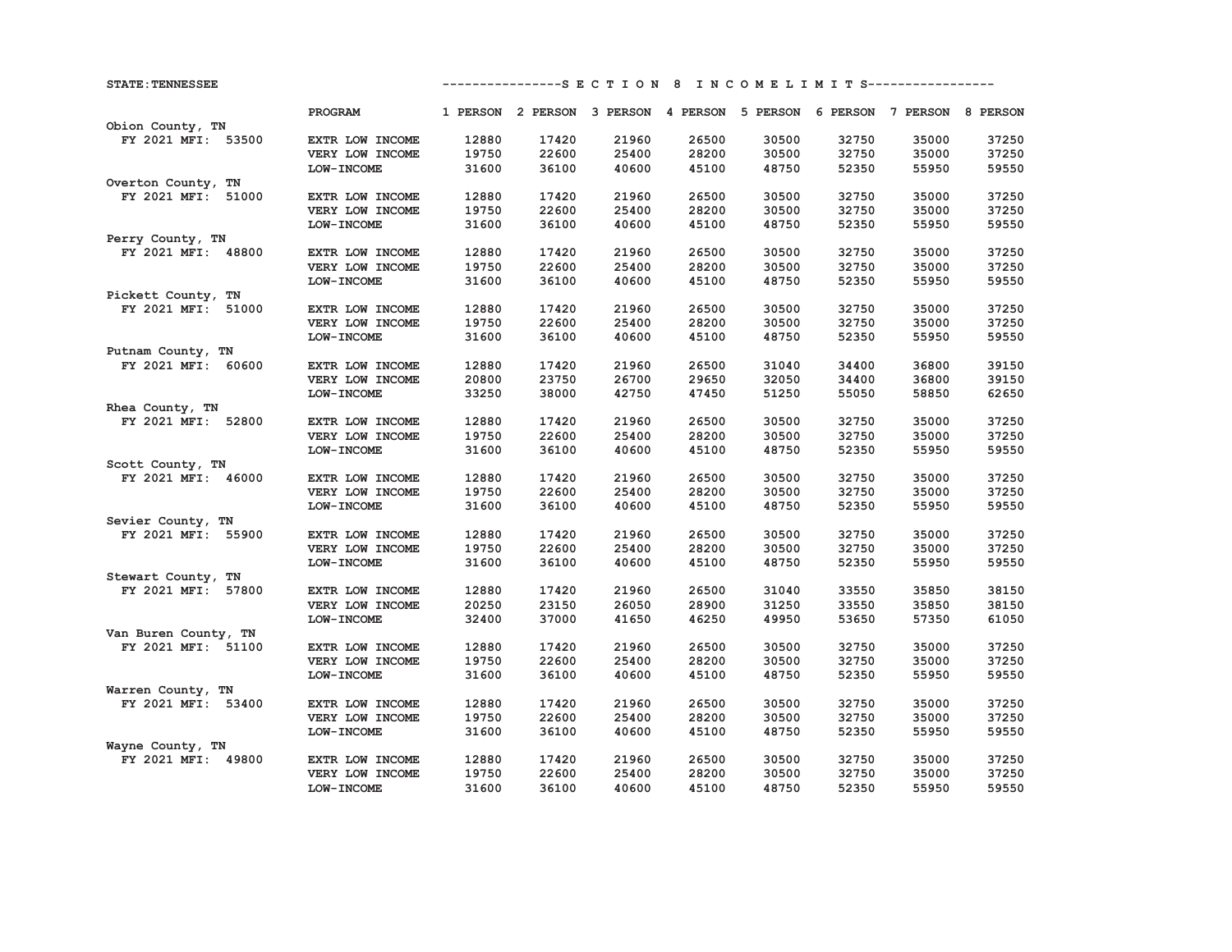STATE: TENNESSEE

---------------S E C T I O N  8  I N C O M E L I M I T S----------------

| | PROGRAM | 1 PERSON | 2 PERSON | 3 PERSON | 4 PERSON | 5 PERSON | 6 PERSON | 7 PERSON | 8 PERSON |
|---|---|---|---|---|---|---|---|---|---|
| Obion County, TN | | | | | | | | | |
| FY 2021 MFI: 53500 | EXTR LOW INCOME | 12880 | 17420 | 21960 | 26500 | 30500 | 32750 | 35000 | 37250 |
| | VERY LOW INCOME | 19750 | 22600 | 25400 | 28200 | 30500 | 32750 | 35000 | 37250 |
| | LOW-INCOME | 31600 | 36100 | 40600 | 45100 | 48750 | 52350 | 55950 | 59550 |
| Overton County, TN | | | | | | | | | |
| FY 2021 MFI: 51000 | EXTR LOW INCOME | 12880 | 17420 | 21960 | 26500 | 30500 | 32750 | 35000 | 37250 |
| | VERY LOW INCOME | 19750 | 22600 | 25400 | 28200 | 30500 | 32750 | 35000 | 37250 |
| | LOW-INCOME | 31600 | 36100 | 40600 | 45100 | 48750 | 52350 | 55950 | 59550 |
| Perry County, TN | | | | | | | | | |
| FY 2021 MFI: 48800 | EXTR LOW INCOME | 12880 | 17420 | 21960 | 26500 | 30500 | 32750 | 35000 | 37250 |
| | VERY LOW INCOME | 19750 | 22600 | 25400 | 28200 | 30500 | 32750 | 35000 | 37250 |
| | LOW-INCOME | 31600 | 36100 | 40600 | 45100 | 48750 | 52350 | 55950 | 59550 |
| Pickett County, TN | | | | | | | | | |
| FY 2021 MFI: 51000 | EXTR LOW INCOME | 12880 | 17420 | 21960 | 26500 | 30500 | 32750 | 35000 | 37250 |
| | VERY LOW INCOME | 19750 | 22600 | 25400 | 28200 | 30500 | 32750 | 35000 | 37250 |
| | LOW-INCOME | 31600 | 36100 | 40600 | 45100 | 48750 | 52350 | 55950 | 59550 |
| Putnam County, TN | | | | | | | | | |
| FY 2021 MFI: 60600 | EXTR LOW INCOME | 12880 | 17420 | 21960 | 26500 | 31040 | 34400 | 36800 | 39150 |
| | VERY LOW INCOME | 20800 | 23750 | 26700 | 29650 | 32050 | 34400 | 36800 | 39150 |
| | LOW-INCOME | 33250 | 38000 | 42750 | 47450 | 51250 | 55050 | 58850 | 62650 |
| Rhea County, TN | | | | | | | | | |
| FY 2021 MFI: 52800 | EXTR LOW INCOME | 12880 | 17420 | 21960 | 26500 | 30500 | 32750 | 35000 | 37250 |
| | VERY LOW INCOME | 19750 | 22600 | 25400 | 28200 | 30500 | 32750 | 35000 | 37250 |
| | LOW-INCOME | 31600 | 36100 | 40600 | 45100 | 48750 | 52350 | 55950 | 59550 |
| Scott County, TN | | | | | | | | | |
| FY 2021 MFI: 46000 | EXTR LOW INCOME | 12880 | 17420 | 21960 | 26500 | 30500 | 32750 | 35000 | 37250 |
| | VERY LOW INCOME | 19750 | 22600 | 25400 | 28200 | 30500 | 32750 | 35000 | 37250 |
| | LOW-INCOME | 31600 | 36100 | 40600 | 45100 | 48750 | 52350 | 55950 | 59550 |
| Sevier County, TN | | | | | | | | | |
| FY 2021 MFI: 55900 | EXTR LOW INCOME | 12880 | 17420 | 21960 | 26500 | 30500 | 32750 | 35000 | 37250 |
| | VERY LOW INCOME | 19750 | 22600 | 25400 | 28200 | 30500 | 32750 | 35000 | 37250 |
| | LOW-INCOME | 31600 | 36100 | 40600 | 45100 | 48750 | 52350 | 55950 | 59550 |
| Stewart County, TN | | | | | | | | | |
| FY 2021 MFI: 57800 | EXTR LOW INCOME | 12880 | 17420 | 21960 | 26500 | 31040 | 33550 | 35850 | 38150 |
| | VERY LOW INCOME | 20250 | 23150 | 26050 | 28900 | 31250 | 33550 | 35850 | 38150 |
| | LOW-INCOME | 32400 | 37000 | 41650 | 46250 | 49950 | 53650 | 57350 | 61050 |
| Van Buren County, TN | | | | | | | | | |
| FY 2021 MFI: 51100 | EXTR LOW INCOME | 12880 | 17420 | 21960 | 26500 | 30500 | 32750 | 35000 | 37250 |
| | VERY LOW INCOME | 19750 | 22600 | 25400 | 28200 | 30500 | 32750 | 35000 | 37250 |
| | LOW-INCOME | 31600 | 36100 | 40600 | 45100 | 48750 | 52350 | 55950 | 59550 |
| Warren County, TN | | | | | | | | | |
| FY 2021 MFI: 53400 | EXTR LOW INCOME | 12880 | 17420 | 21960 | 26500 | 30500 | 32750 | 35000 | 37250 |
| | VERY LOW INCOME | 19750 | 22600 | 25400 | 28200 | 30500 | 32750 | 35000 | 37250 |
| | LOW-INCOME | 31600 | 36100 | 40600 | 45100 | 48750 | 52350 | 55950 | 59550 |
| Wayne County, TN | | | | | | | | | |
| FY 2021 MFI: 49800 | EXTR LOW INCOME | 12880 | 17420 | 21960 | 26500 | 30500 | 32750 | 35000 | 37250 |
| | VERY LOW INCOME | 19750 | 22600 | 25400 | 28200 | 30500 | 32750 | 35000 | 37250 |
| | LOW-INCOME | 31600 | 36100 | 40600 | 45100 | 48750 | 52350 | 55950 | 59550 |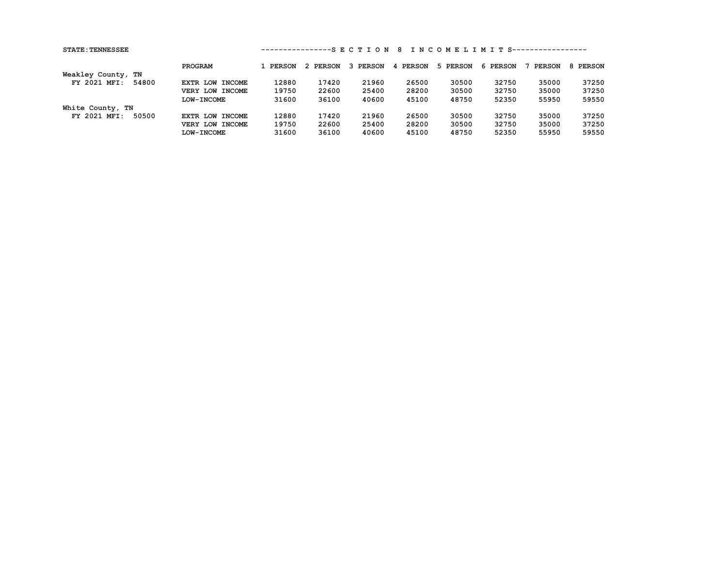STATE:TENNESSEE

----------------S E C T I O N 8 I N C O M E L I M I T S-----------------

| | PROGRAM | 1 PERSON | 2 PERSON | 3 PERSON | 4 PERSON | 5 PERSON | 6 PERSON | 7 PERSON | 8 PERSON |
|---|---|---|---|---|---|---|---|---|---|
| Weakley County, TN | | | | | | | | | |
| FY 2021 MFI: 54800 | EXTR LOW INCOME | 12880 | 17420 | 21960 | 26500 | 30500 | 32750 | 35000 | 37250 |
| | VERY LOW INCOME | 19750 | 22600 | 25400 | 28200 | 30500 | 32750 | 35000 | 37250 |
| | LOW-INCOME | 31600 | 36100 | 40600 | 45100 | 48750 | 52350 | 55950 | 59550 |
| White County, TN | | | | | | | | | |
| FY 2021 MFI: 50500 | EXTR LOW INCOME | 12880 | 17420 | 21960 | 26500 | 30500 | 32750 | 35000 | 37250 |
| | VERY LOW INCOME | 19750 | 22600 | 25400 | 28200 | 30500 | 32750 | 35000 | 37250 |
| | LOW-INCOME | 31600 | 36100 | 40600 | 45100 | 48750 | 52350 | 55950 | 59550 |